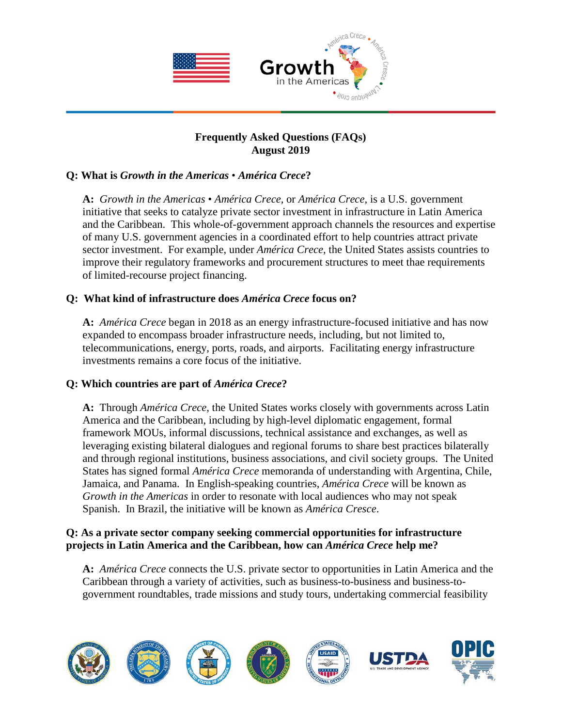**Frequently Asked Questions (FAQs)**
**August 2019**

**Q: What is *Growth in the Americas • América Crece*?**

**A:** *Growth in the Americas • América Crece,* or *América Crece,* is a U.S. government initiative that seeks to catalyze private sector investment in infrastructure in Latin America and the Caribbean. This whole-of-government approach channels the resources and expertise of many U.S. government agencies in a coordinated effort to help countries attract private sector investment. For example, under *América Crece*, the United States assists countries to improve their regulatory frameworks and procurement structures to meet thae requirements of limited-recourse project financing.

**Q: What kind of infrastructure does *América Crece* focus on?**

**A:** *América Crece* began in 2018 as an energy infrastructure-focused initiative and has now expanded to encompass broader infrastructure needs, including, but not limited to, telecommunications, energy, ports, roads, and airports. Facilitating energy infrastructure investments remains a core focus of the initiative.

**Q: Which countries are part of *América Crece*?**

**A:** Through *América Crece,* the United States works closely with governments across Latin America and the Caribbean, including by high-level diplomatic engagement, formal framework MOUs, informal discussions, technical assistance and exchanges, as well as leveraging existing bilateral dialogues and regional forums to share best practices bilaterally and through regional institutions, business associations, and civil society groups. The United States has signed formal *América Crece* memoranda of understanding with Argentina, Chile, Jamaica, and Panama. In English-speaking countries, *América Crece* will be known as *Growth in the Americas* in order to resonate with local audiences who may not speak Spanish. In Brazil, the initiative will be known as *América Cresce*.

**Q: As a private sector company seeking commercial opportunities for infrastructure projects in Latin America and the Caribbean, how can *América Crece* help me?**

**A:** *América Crece* connects the U.S. private sector to opportunities in Latin America and the Caribbean through a variety of activities, such as business-to-business and business-to-government roundtables, trade missions and study tours, undertaking commercial feasibility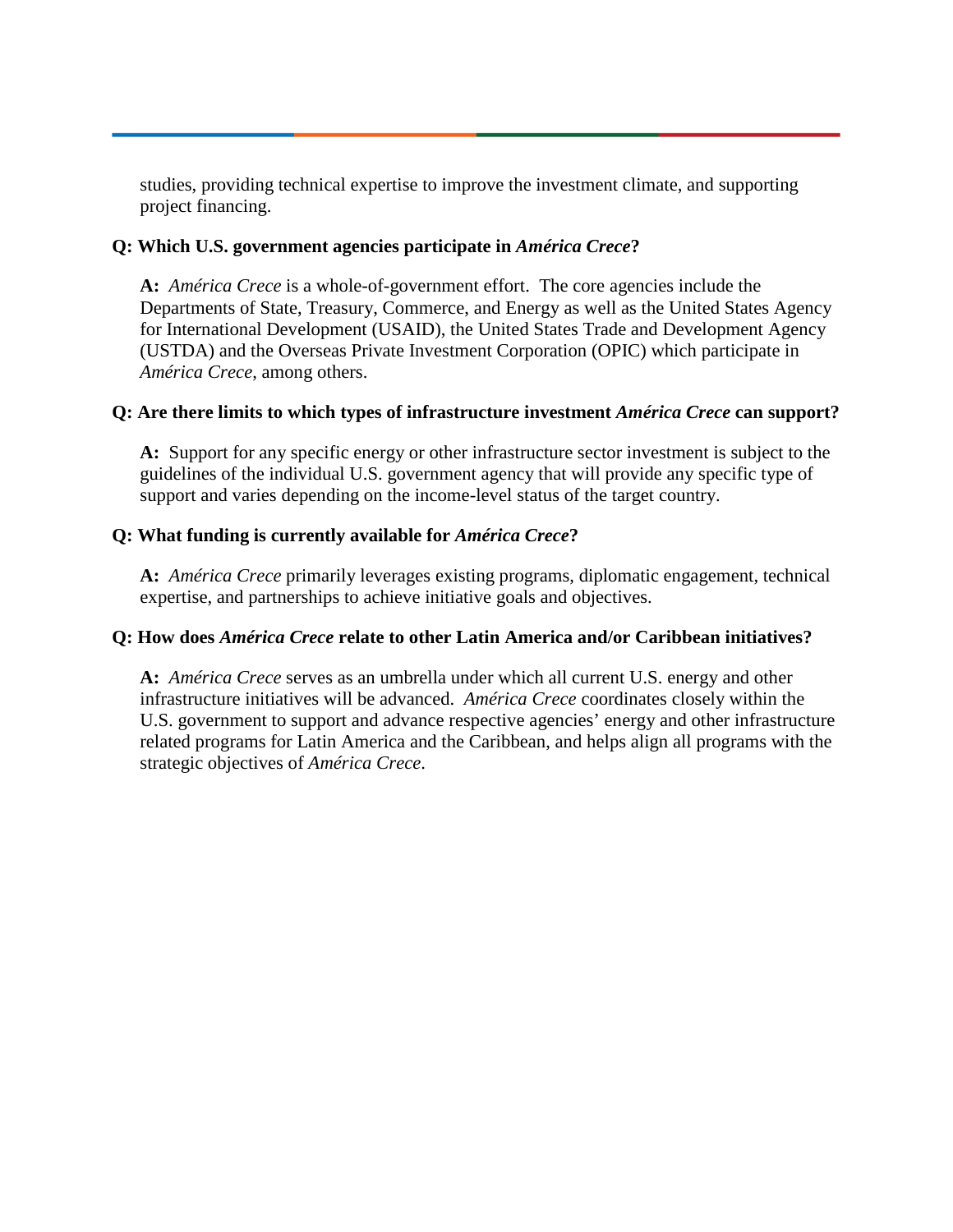studies, providing technical expertise to improve the investment climate, and supporting project financing.

**Q: Which U.S. government agencies participate in *América Crece*?**

**A:** *América Crece* is a whole-of-government effort. The core agencies include the Departments of State, Treasury, Commerce, and Energy as well as the United States Agency for International Development (USAID), the United States Trade and Development Agency (USTDA) and the Overseas Private Investment Corporation (OPIC) which participate in *América Crece*, among others.

**Q: Are there limits to which types of infrastructure investment *América Crece* can support?**

**A:** Support for any specific energy or other infrastructure sector investment is subject to the guidelines of the individual U.S. government agency that will provide any specific type of support and varies depending on the income-level status of the target country.

**Q: What funding is currently available for *América Crece*?**

**A:** *América Crece* primarily leverages existing programs, diplomatic engagement, technical expertise, and partnerships to achieve initiative goals and objectives.

**Q: How does *América Crece* relate to other Latin America and/or Caribbean initiatives?**

**A:** *América Crece* serves as an umbrella under which all current U.S. energy and other infrastructure initiatives will be advanced. *América Crece* coordinates closely within the U.S. government to support and advance respective agencies' energy and other infrastructure related programs for Latin America and the Caribbean, and helps align all programs with the strategic objectives of *América Crece*.